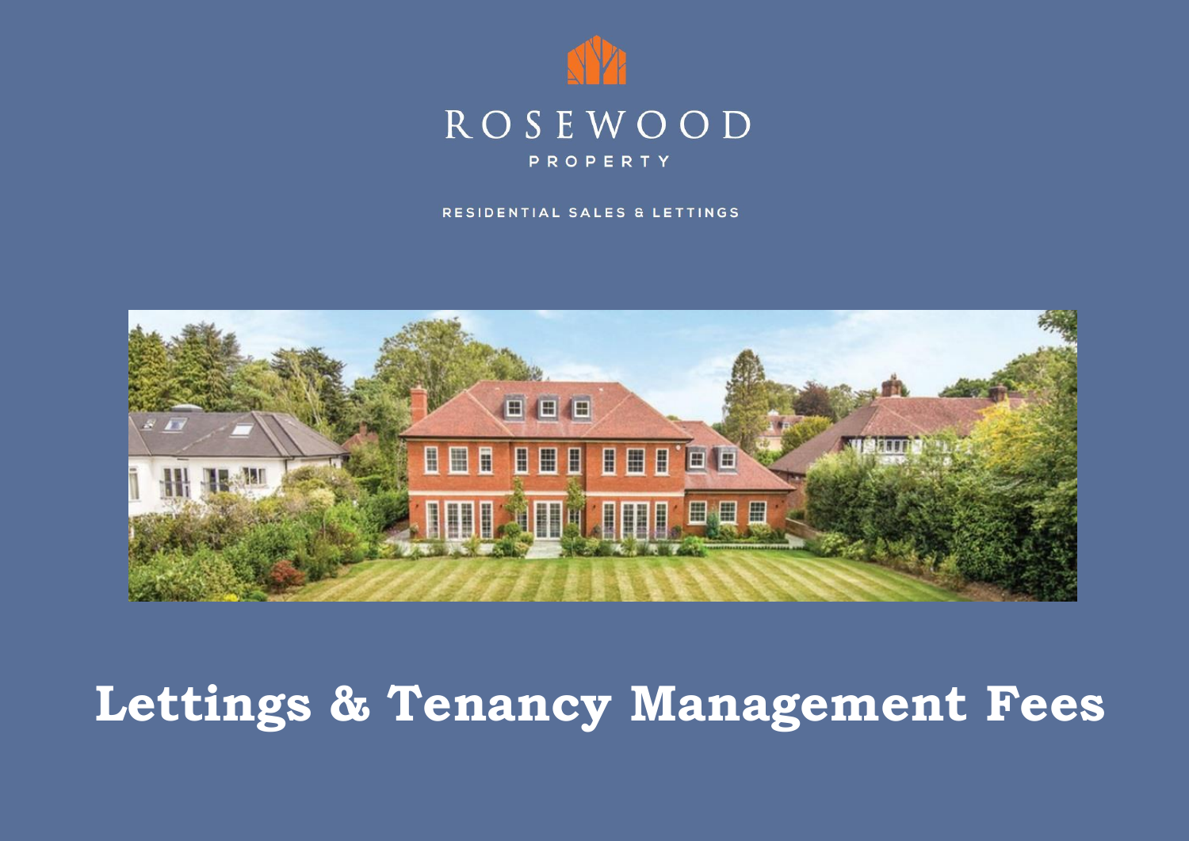ROSEWOOD

PROPERTY

RESIDENTIAL SALES & LETTINGS

# Lettings & Tenancy Management Fees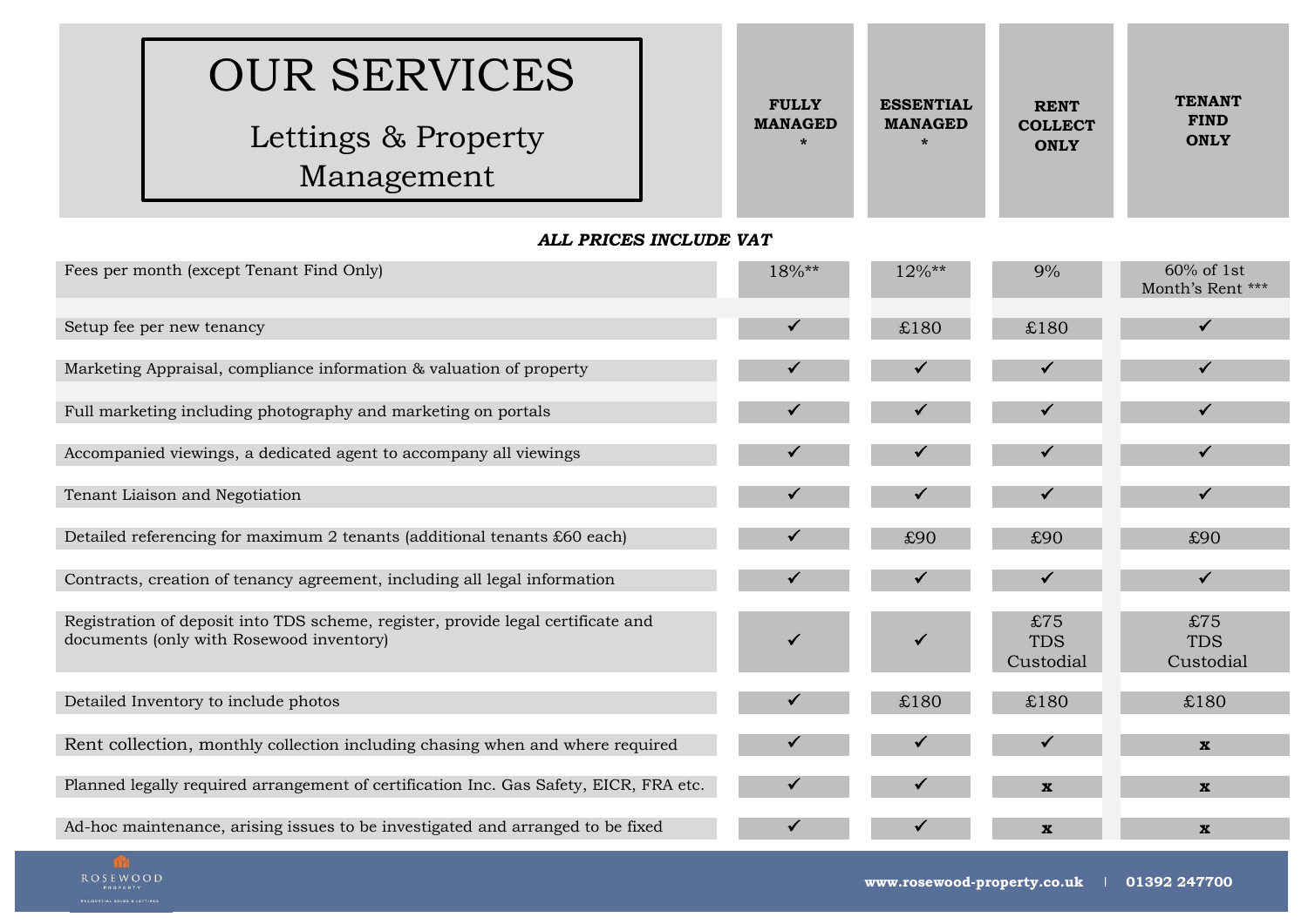# OUR SERVICES

## Lettings & Property Management

***ALL PRICES INCLUDE VAT***

| | FULLY MANAGED * | ESSENTIAL MANAGED * | RENT COLLECT ONLY | TENANT FIND ONLY |
|---|---|---|---|---|
| Fees per month (except Tenant Find Only) | 18%** | 12%** | 9% | 60% of 1st Month's Rent *** |
| Setup fee per new tenancy | ✔ | £180 | £180 | ✔ |
| Marketing Appraisal, compliance information & valuation of property | ✔ | ✔ | ✔ | ✔ |
| Full marketing including photography and marketing on portals | ✔ | ✔ | ✔ | ✔ |
| Accompanied viewings, a dedicated agent to accompany all viewings | ✔ | ✔ | ✔ | ✔ |
| Tenant Liaison and Negotiation | ✔ | ✔ | ✔ | ✔ |
| Detailed referencing for maximum 2 tenants (additional tenants £60 each) | ✔ | £90 | £90 | £90 |
| Contracts, creation of tenancy agreement, including all legal information | ✔ | ✔ | ✔ | ✔ |
| Registration of deposit into TDS scheme, register, provide legal certificate and documents (only with Rosewood inventory) | ✔ | ✔ | £75 TDS Custodial | £75 TDS Custodial |
| Detailed Inventory to include photos | ✔ | £180 | £180 | £180 |
| Rent collection, monthly collection including chasing when and where required | ✔ | ✔ | ✔ | x |
| Planned legally required arrangement of certification Inc. Gas Safety, EICR, FRA etc. | ✔ | ✔ | x | x |
| Ad-hoc maintenance, arising issues to be investigated and arranged to be fixed | ✔ | ✔ | x | x |

ROSEWOOD PROPERTY — RESIDENTIAL SALES & LETTINGS

www.rosewood-property.co.uk | 01392 247700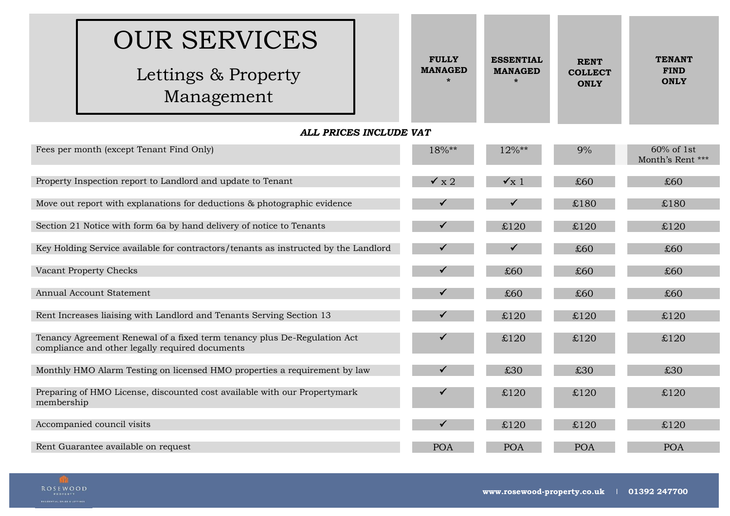# OUR SERVICES

## Lettings & Property Management

***ALL PRICES INCLUDE VAT***

| | FULLY MANAGED * | ESSENTIAL MANAGED * | RENT COLLECT ONLY | TENANT FIND ONLY |
|---|---|---|---|---|
| Fees per month (except Tenant Find Only) | 18%** | 12%** | 9% | 60% of 1st Month's Rent *** |
| Property Inspection report to Landlord and update to Tenant | ✓ x 2 | ✓x 1 | £60 | £60 |
| Move out report with explanations for deductions & photographic evidence | ✓ | ✓ | £180 | £180 |
| Section 21 Notice with form 6a by hand delivery of notice to Tenants | ✓ | £120 | £120 | £120 |
| Key Holding Service available for contractors/tenants as instructed by the Landlord | ✓ | ✓ | £60 | £60 |
| Vacant Property Checks | ✓ | £60 | £60 | £60 |
| Annual Account Statement | ✓ | £60 | £60 | £60 |
| Rent Increases liaising with Landlord and Tenants Serving Section 13 | ✓ | £120 | £120 | £120 |
| Tenancy Agreement Renewal of a fixed term tenancy plus De-Regulation Act compliance and other legally required documents | ✓ | £120 | £120 | £120 |
| Monthly HMO Alarm Testing on licensed HMO properties a requirement by law | ✓ | £30 | £30 | £30 |
| Preparing of HMO License, discounted cost available with our Propertymark membership | ✓ | £120 | £120 | £120 |
| Accompanied council visits | ✓ | £120 | £120 | £120 |
| Rent Guarantee available on request | POA | POA | POA | POA |

ROSEWOOD PROPERTY — RESIDENTIAL SALES & LETTINGS

**www.rosewood-property.co.uk | 01392 247700**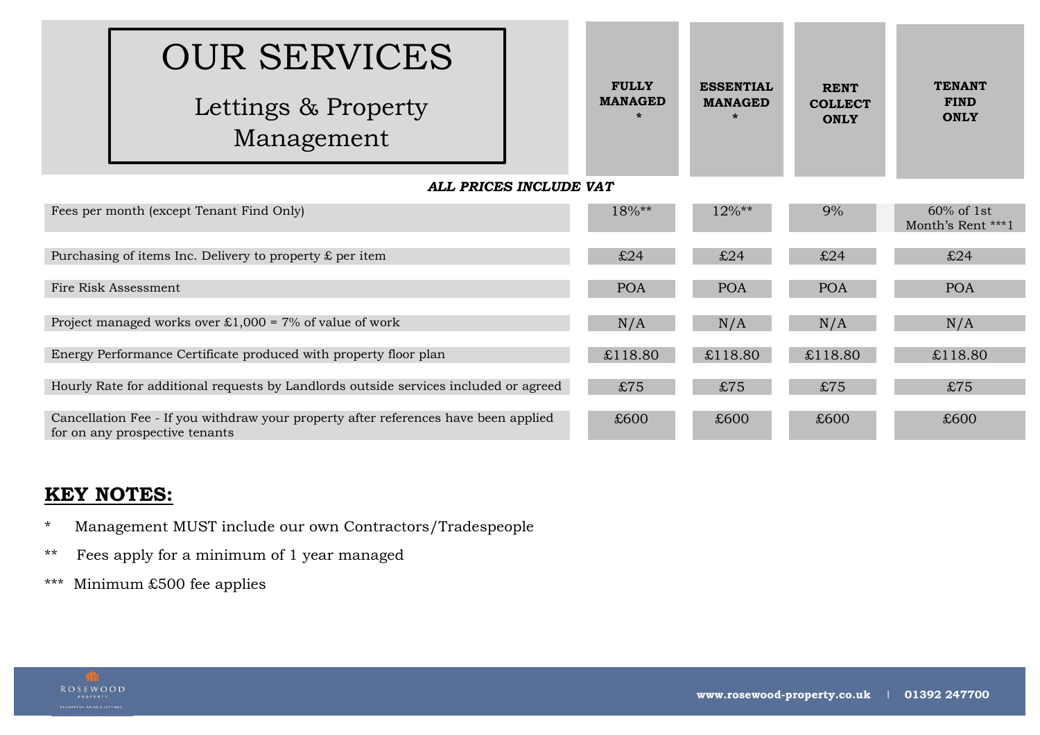# OUR SERVICES

## Lettings & Property Management

***ALL PRICES INCLUDE VAT***

| | FULLY MANAGED * | ESSENTIAL MANAGED * | RENT COLLECT ONLY | TENANT FIND ONLY |
|---|---|---|---|---|
| Fees per month (except Tenant Find Only) | 18%** | 12%** | 9% | 60% of 1st Month's Rent ***1 |
| Purchasing of items Inc. Delivery to property £ per item | £24 | £24 | £24 | £24 |
| Fire Risk Assessment | POA | POA | POA | POA |
| Project managed works over £1,000 = 7% of value of work | N/A | N/A | N/A | N/A |
| Energy Performance Certificate produced with property floor plan | £118.80 | £118.80 | £118.80 | £118.80 |
| Hourly Rate for additional requests by Landlords outside services included or agreed | £75 | £75 | £75 | £75 |
| Cancellation Fee - If you withdraw your property after references have been applied for on any prospective tenants | £600 | £600 | £600 | £600 |

## KEY NOTES:

- \* Management MUST include our own Contractors/Tradespeople
- ** Fees apply for a minimum of 1 year managed
- *** Minimum £500 fee applies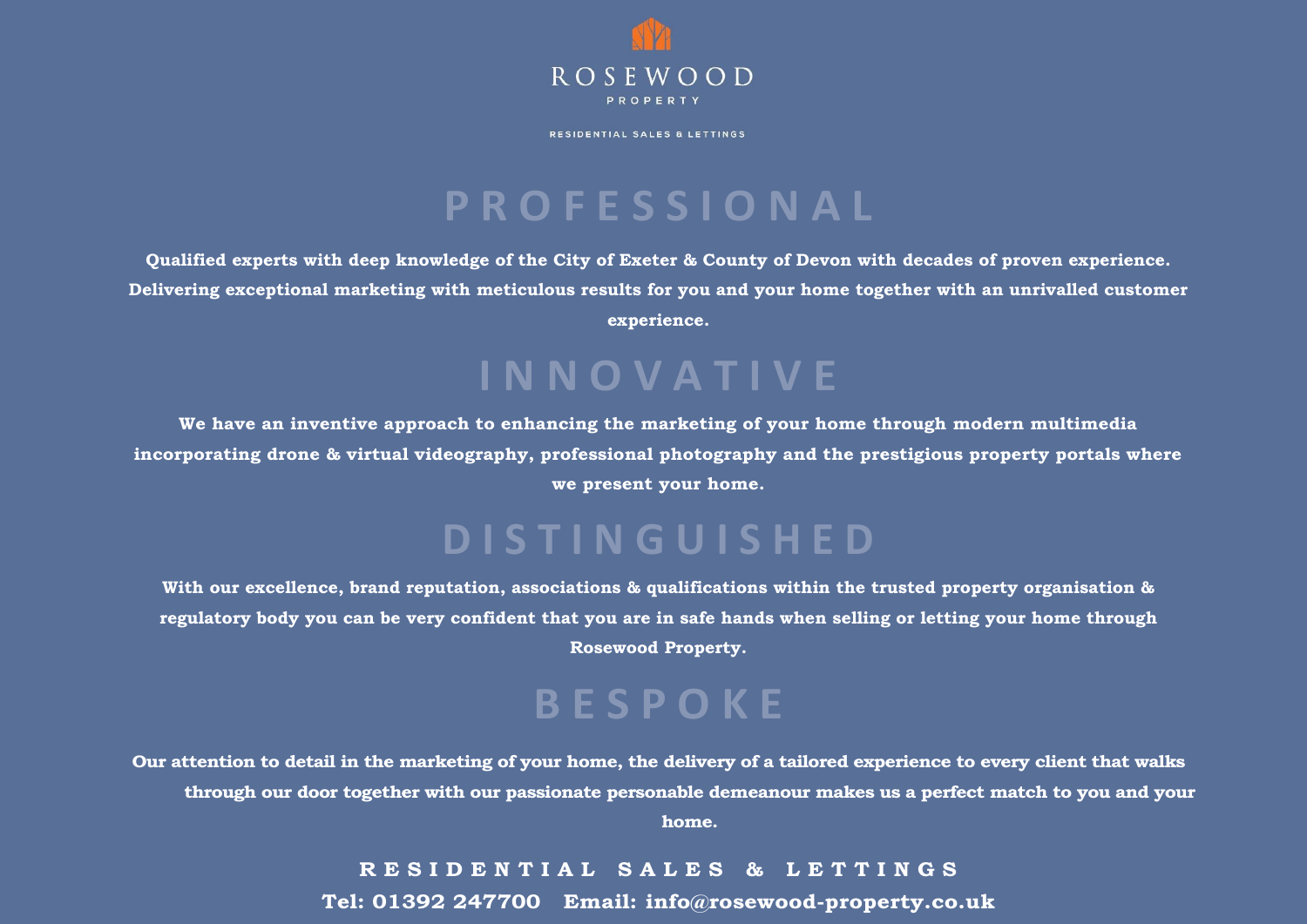ROSEWOOD

PROPERTY

RESIDENTIAL SALES & LETTINGS

## PROFESSIONAL

**Qualified experts with deep knowledge of the City of Exeter & County of Devon with decades of proven experience. Delivering exceptional marketing with meticulous results for you and your home together with an unrivalled customer experience.**

## INNOVATIVE

**We have an inventive approach to enhancing the marketing of your home through modern multimedia incorporating drone & virtual videography, professional photography and the prestigious property portals where we present your home.**

## DISTINGUISHED

**With our excellence, brand reputation, associations & qualifications within the trusted property organisation & regulatory body you can be very confident that you are in safe hands when selling or letting your home through Rosewood Property.**

## BESPOKE

**Our attention to detail in the marketing of your home, the delivery of a tailored experience to every client that walks through our door together with our passionate personable demeanour makes us a perfect match to you and your home.**

**RESIDENTIAL SALES & LETTINGS**

**Tel: 01392 247700 Email: info@rosewood-property.co.uk**